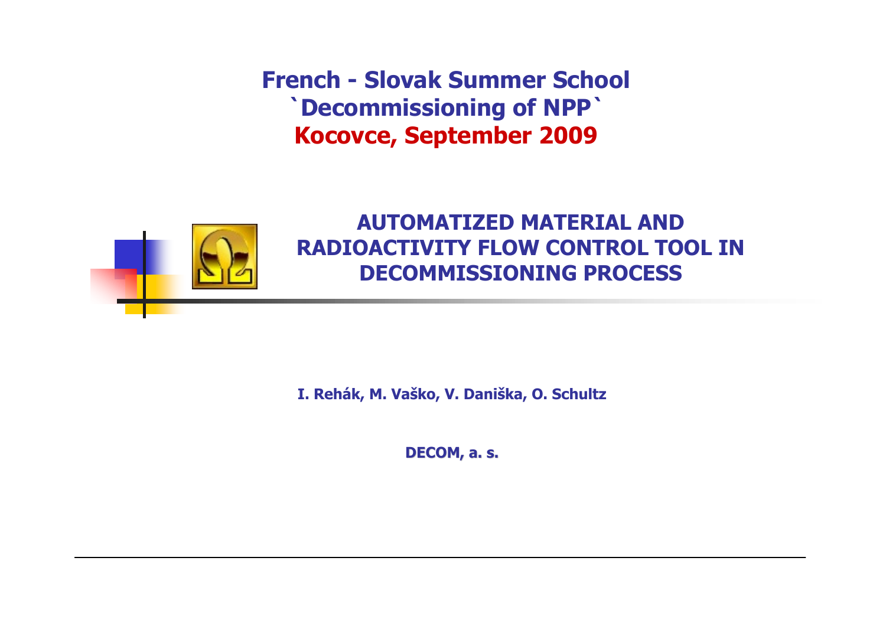**French - Slovak Summer School**
**`Decommissioning of NPP`**
**Kocovce, September 2009**

# AUTOMATIZED MATERIAL AND RADIOACTIVITY FLOW CONTROL TOOL IN DECOMMISSIONING PROCESS

**I. Rehák, M. Vaško, V. Daniška, O. Schultz**

**DECOM, a. s.**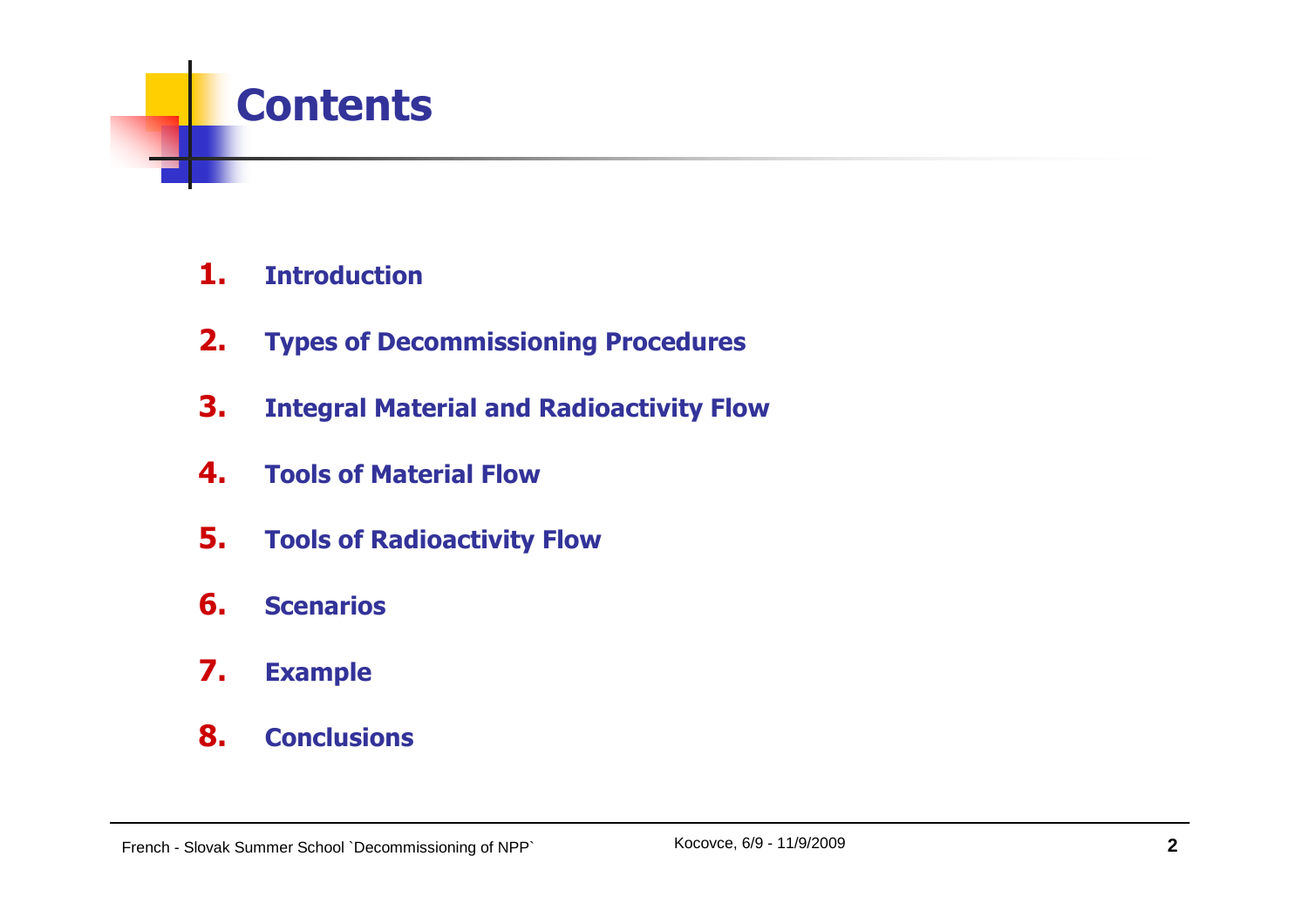# Contents

1. **Introduction**
2. **Types of Decommissioning Procedures**
3. **Integral Material and Radioactivity Flow**
4. **Tools of Material Flow**
5. **Tools of Radioactivity Flow**
6. **Scenarios**
7. **Example**
8. **Conclusions**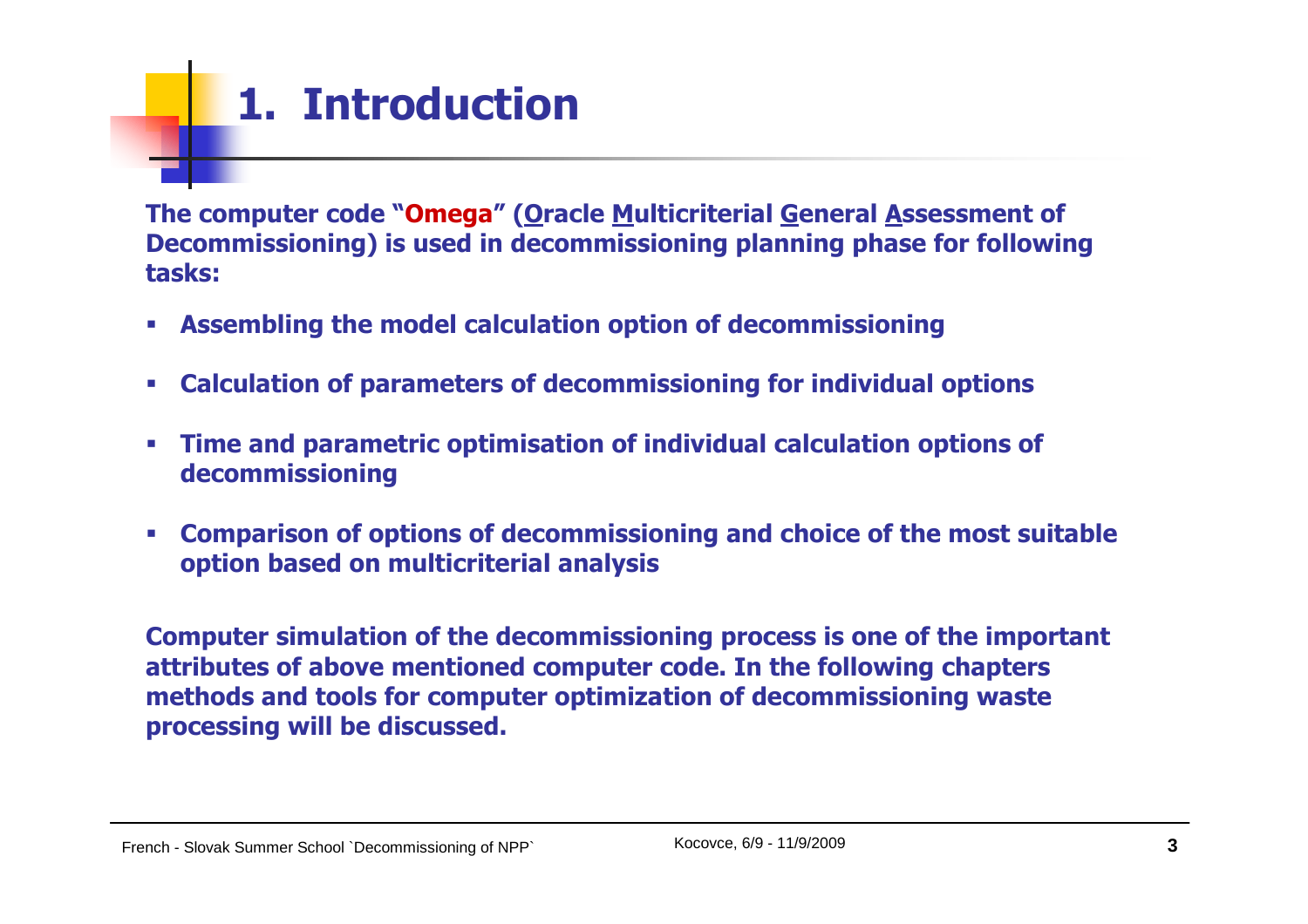# 1. Introduction

**The computer code "Omega" (Oracle Multicriterial General Assessment of Decommissioning) is used in decommissioning planning phase for following tasks:**

- **Assembling the model calculation option of decommissioning**
- **Calculation of parameters of decommissioning for individual options**
- **Time and parametric optimisation of individual calculation options of decommissioning**
- **Comparison of options of decommissioning and choice of the most suitable option based on multicriterial analysis**

**Computer simulation of the decommissioning process is one of the important attributes of above mentioned computer code. In the following chapters methods and tools for computer optimization of decommissioning waste processing will be discussed.**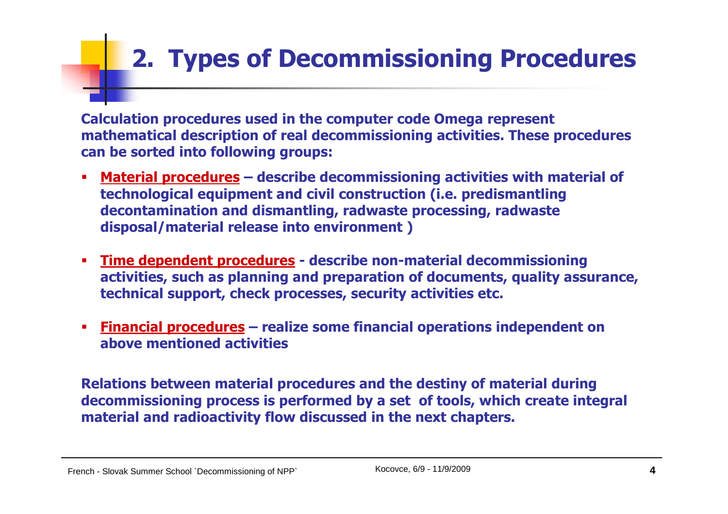# 2. Types of Decommissioning Procedures

**Calculation procedures used in the computer code Omega represent mathematical description of real decommissioning activities. These procedures can be sorted into following groups:**

- **Material procedures – describe decommissioning activities with material of technological equipment and civil construction (i.e. predismantling decontamination and dismantling, radwaste processing, radwaste disposal/material release into environment )**
- **Time dependent procedures - describe non-material decommissioning activities, such as planning and preparation of documents, quality assurance, technical support, check processes, security activities etc.**
- **Financial procedures – realize some financial operations independent on above mentioned activities**

**Relations between material procedures and the destiny of material during decommissioning process is performed by a set of tools, which create integral material and radioactivity flow discussed in the next chapters.**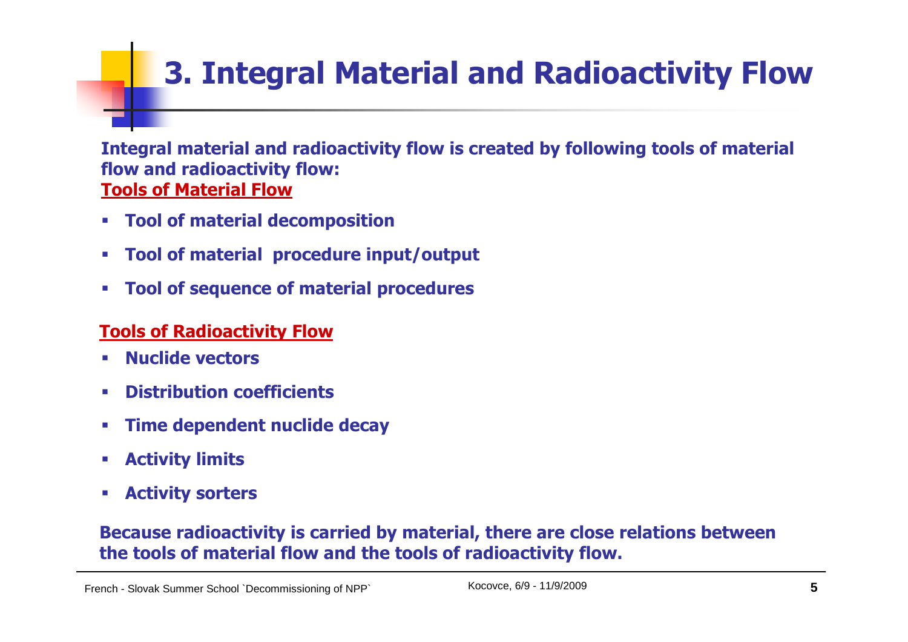# 3. Integral Material and Radioactivity Flow

**Integral material and radioactivity flow is created by following tools of material flow and radioactivity flow:**

**Tools of Material Flow**

- **Tool of material decomposition**
- **Tool of material procedure input/output**
- **Tool of sequence of material procedures**

**Tools of Radioactivity Flow**

- **Nuclide vectors**
- **Distribution coefficients**
- **Time dependent nuclide decay**
- **Activity limits**
- **Activity sorters**

**Because radioactivity is carried by material, there are close relations between the tools of material flow and the tools of radioactivity flow.**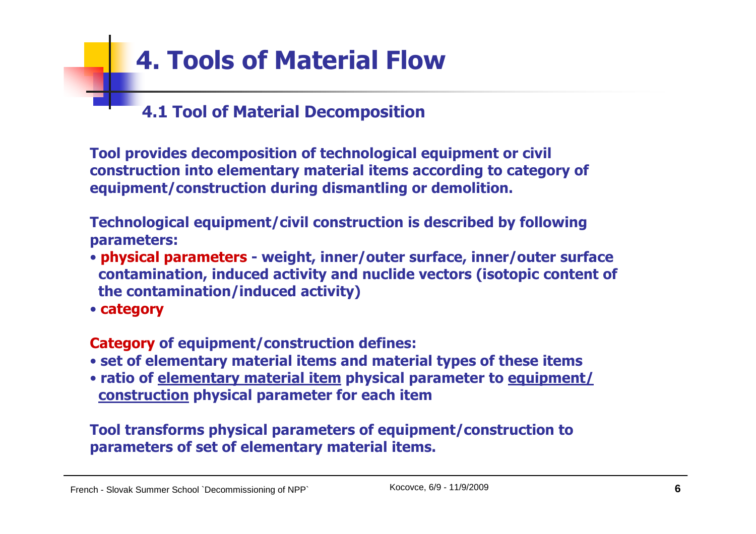# 4. Tools of Material Flow

## 4.1 Tool of Material Decomposition

**Tool provides decomposition of technological equipment or civil construction into elementary material items according to category of equipment/construction during dismantling or demolition.**

**Technological equipment/civil construction is described by following parameters:**

- **physical parameters - weight, inner/outer surface, inner/outer surface contamination, induced activity and nuclide vectors (isotopic content of the contamination/induced activity)**
- **category**

**Category of equipment/construction defines:**

- **set of elementary material items and material types of these items**
- **ratio of <u>elementary material item</u> physical parameter to <u>equipment/ construction</u> physical parameter for each item**

**Tool transforms physical parameters of equipment/construction to parameters of set of elementary material items.**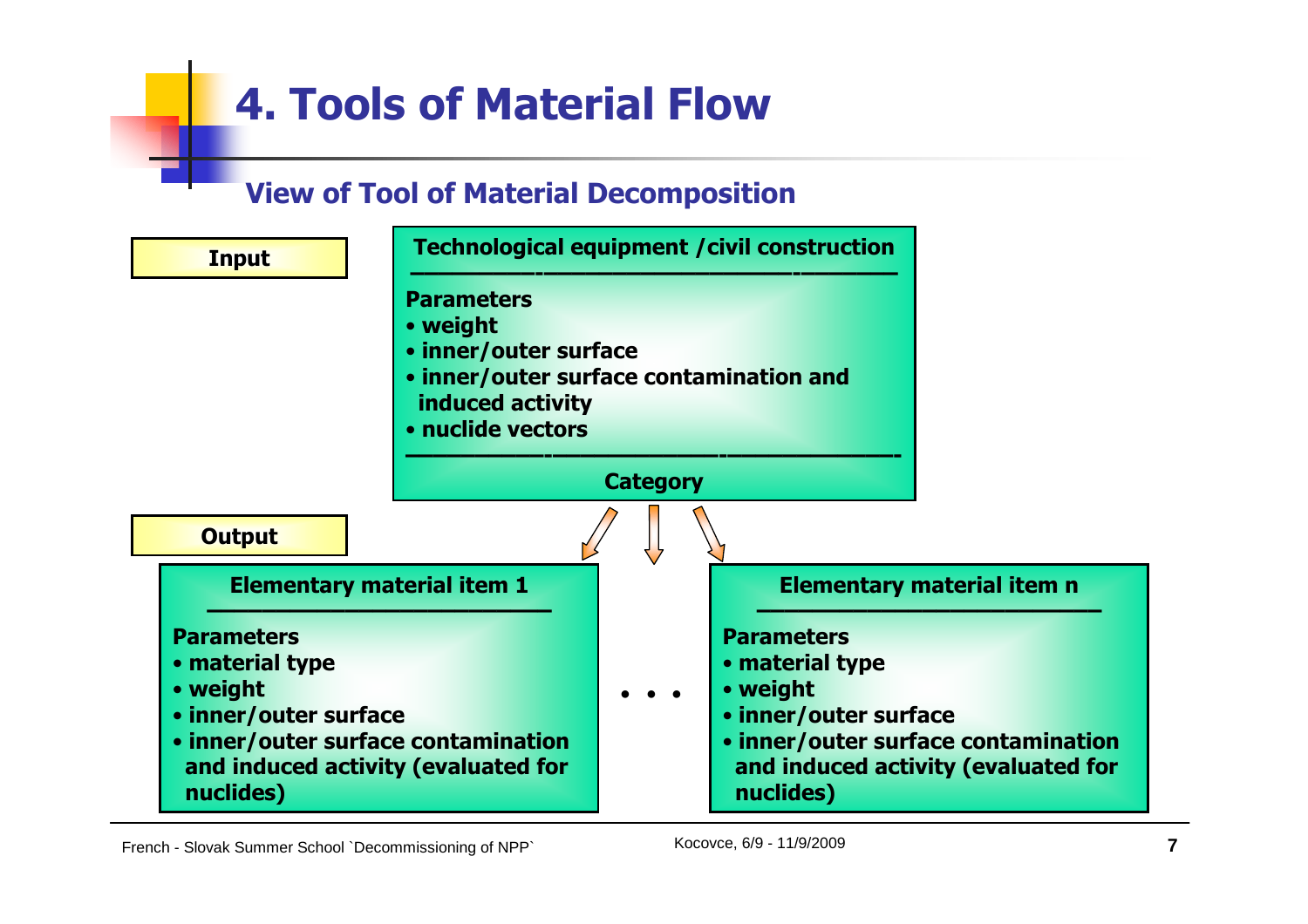# 4. Tools of Material Flow

## View of Tool of Material Decomposition

**Input**

**Technological equipment /civil construction**

**Parameters**

- **weight**
- **inner/outer surface**
- **inner/outer surface contamination and induced activity**
- **nuclide vectors**

**Category**

**Output**

**Elementary material item 1**

**Parameters**

- **material type**
- **weight**
- **inner/outer surface**
- **inner/outer surface contamination and induced activity (evaluated for nuclides)**

• • •

**Elementary material item n**

**Parameters**

- **material type**
- **weight**
- **inner/outer surface**
- **inner/outer surface contamination and induced activity (evaluated for nuclides)**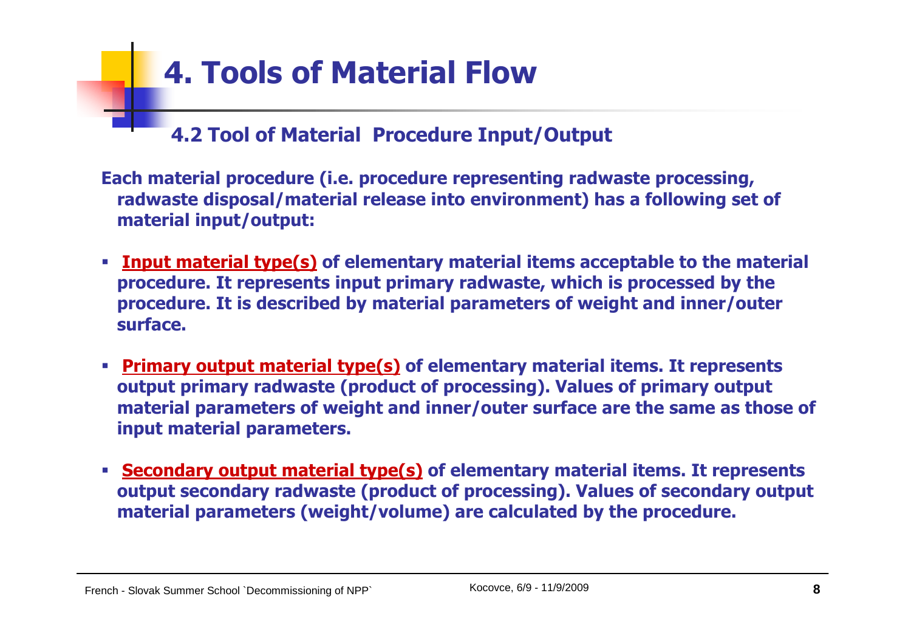# 4. Tools of Material Flow

## 4.2 Tool of Material Procedure Input/Output

**Each material procedure (i.e. procedure representing radwaste processing, radwaste disposal/material release into environment) has a following set of material input/output:**

- **Input material type(s) of elementary material items acceptable to the material procedure. It represents input primary radwaste, which is processed by the procedure. It is described by material parameters of weight and inner/outer surface.**
- **Primary output material type(s) of elementary material items. It represents output primary radwaste (product of processing). Values of primary output material parameters of weight and inner/outer surface are the same as those of input material parameters.**
- **Secondary output material type(s) of elementary material items. It represents output secondary radwaste (product of processing). Values of secondary output material parameters (weight/volume) are calculated by the procedure.**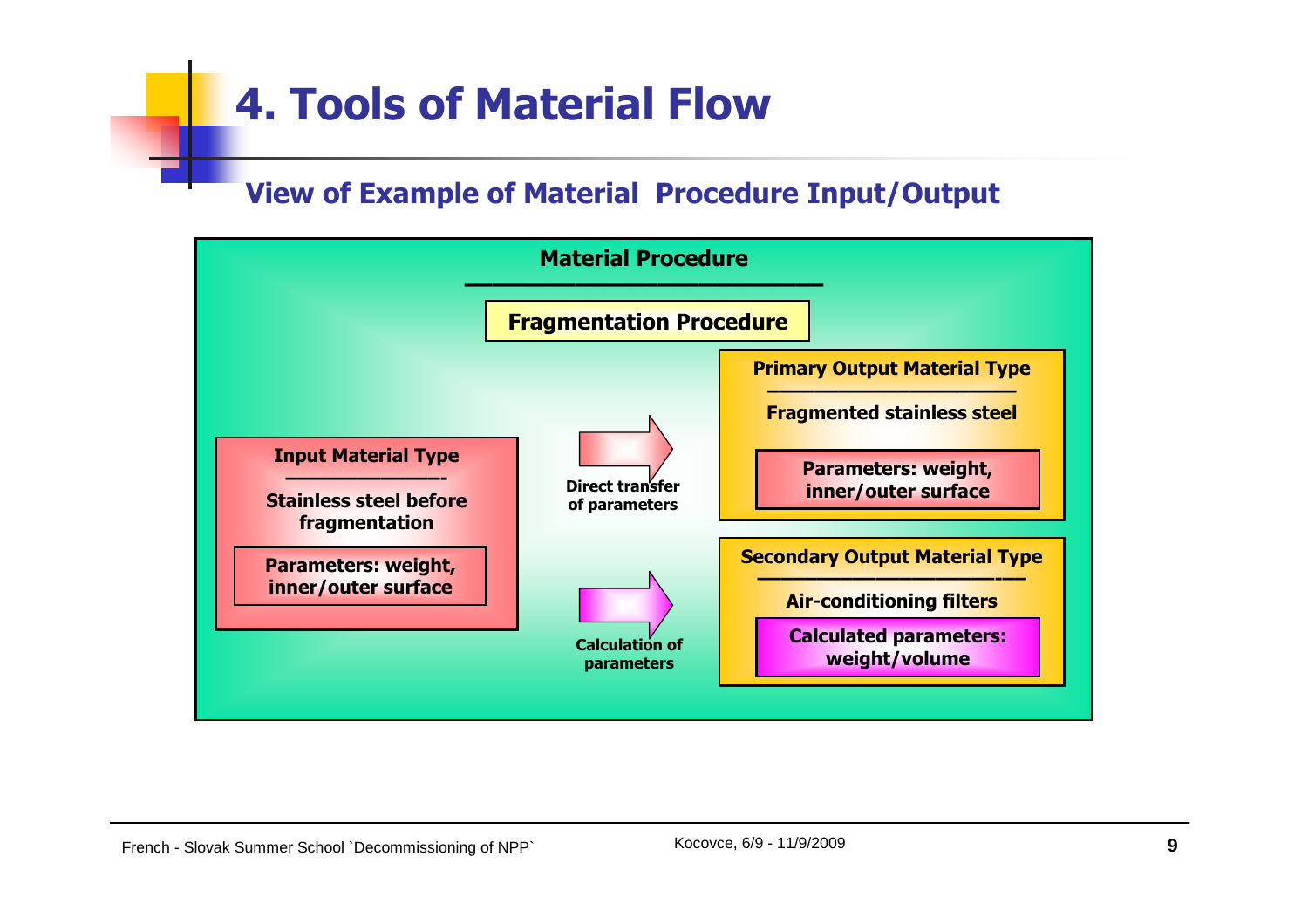# 4. Tools of Material Flow

## View of Example of Material Procedure Input/Output

**Material Procedure**

**Fragmentation Procedure**

**Input Material Type**

**Stainless steel before fragmentation**

**Parameters: weight, inner/outer surface**

**Direct transfer of parameters**

**Calculation of parameters**

**Primary Output Material Type**

**Fragmented stainless steel**

**Parameters: weight, inner/outer surface**

**Secondary Output Material Type**

**Air-conditioning filters**

**Calculated parameters: weight/volume**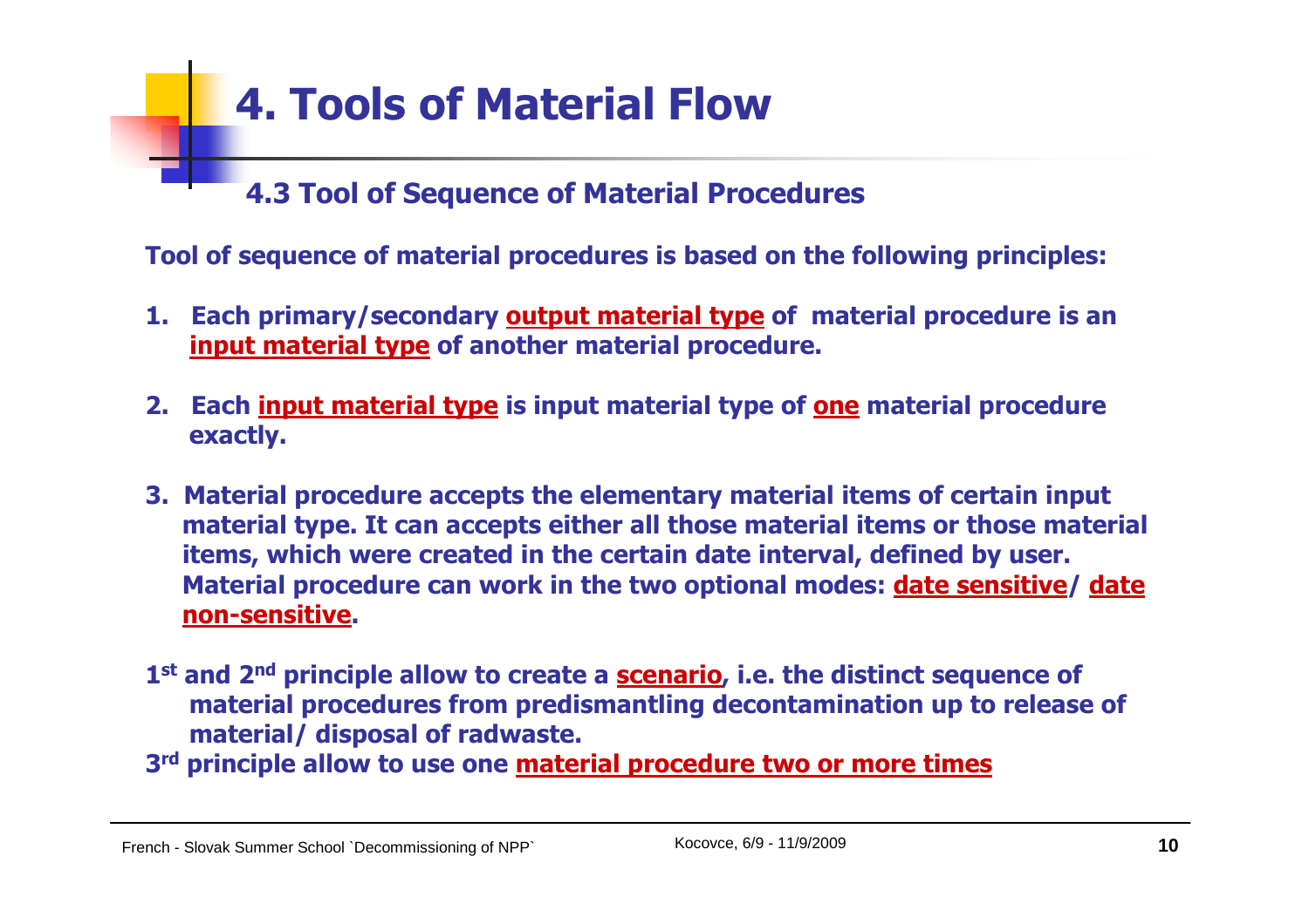# 4. Tools of Material Flow

## 4.3 Tool of Sequence of Material Procedures

**Tool of sequence of material procedures is based on the following principles:**

1. **Each primary/secondary output material type of material procedure is an input material type of another material procedure.**
2. **Each input material type is input material type of one material procedure exactly.**
3. **Material procedure accepts the elementary material items of certain input material type. It can accepts either all those material items or those material items, which were created in the certain date interval, defined by user. Material procedure can work in the two optional modes: date sensitive/ date non-sensitive.**

**1st and 2nd principle allow to create a scenario, i.e. the distinct sequence of material procedures from predismantling decontamination up to release of material/ disposal of radwaste.**

**3rd principle allow to use one material procedure two or more times**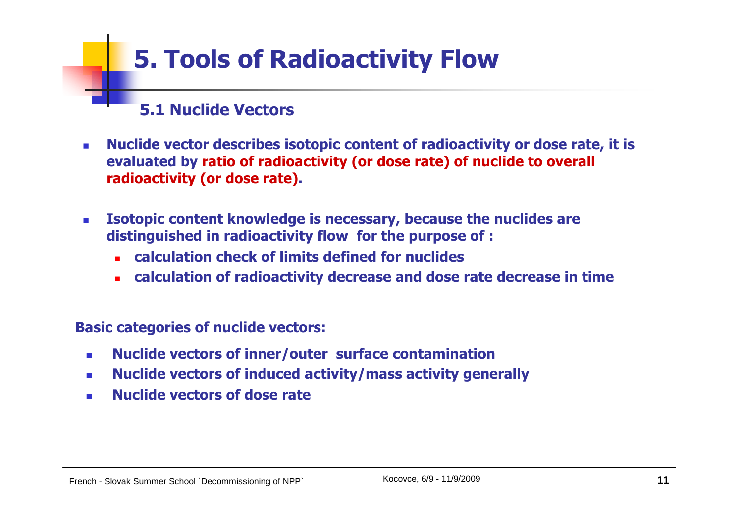# 5. Tools of Radioactivity Flow

## 5.1 Nuclide Vectors

- **Nuclide vector describes isotopic content of radioactivity or dose rate, it is evaluated by ratio of radioactivity (or dose rate) of nuclide to overall radioactivity (or dose rate).**
- **Isotopic content knowledge is necessary, because the nuclides are distinguished in radioactivity flow for the purpose of :**
  - **calculation check of limits defined for nuclides**
  - **calculation of radioactivity decrease and dose rate decrease in time**

**Basic categories of nuclide vectors:**

- **Nuclide vectors of inner/outer surface contamination**
- **Nuclide vectors of induced activity/mass activity generally**
- **Nuclide vectors of dose rate**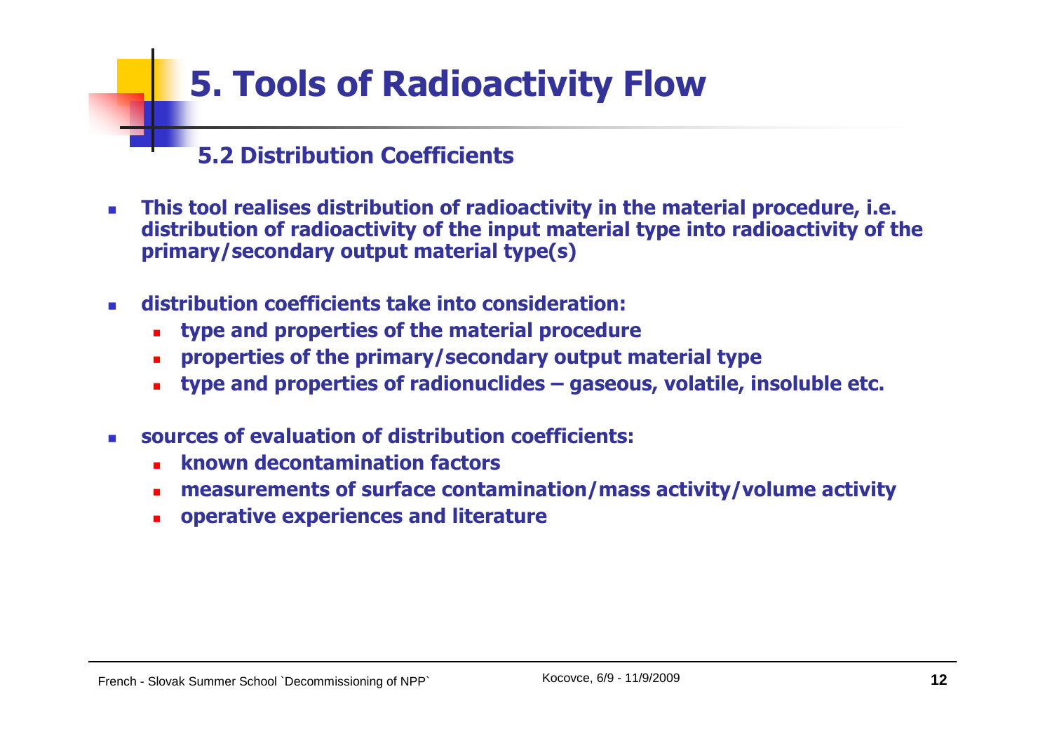# 5. Tools of Radioactivity Flow

## 5.2 Distribution Coefficients

- **This tool realises distribution of radioactivity in the material procedure, i.e. distribution of radioactivity of the input material type into radioactivity of the primary/secondary output material type(s)**
- **distribution coefficients take into consideration:**
  - **type and properties of the material procedure**
  - **properties of the primary/secondary output material type**
  - **type and properties of radionuclides – gaseous, volatile, insoluble etc.**
- **sources of evaluation of distribution coefficients:**
  - **known decontamination factors**
  - **measurements of surface contamination/mass activity/volume activity**
  - **operative experiences and literature**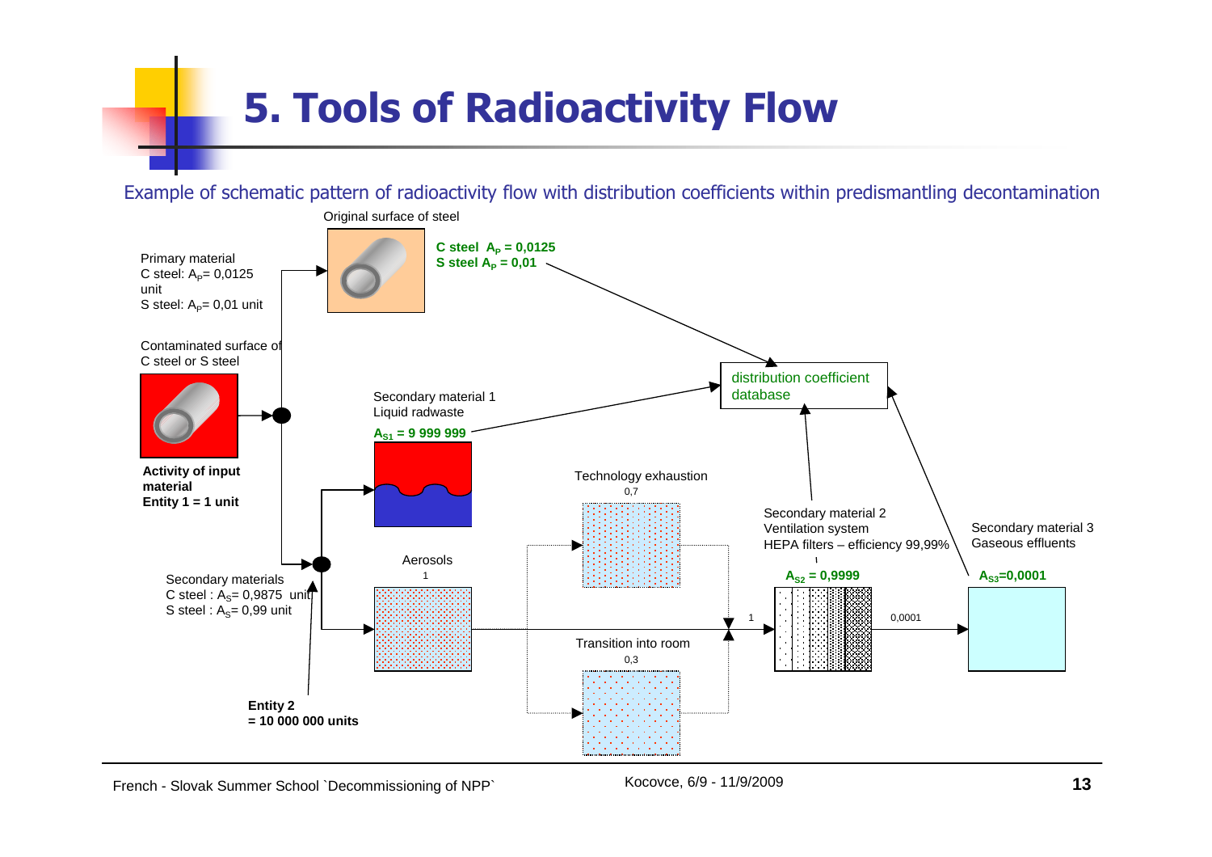# 5. Tools of Radioactivity Flow

Example of schematic pattern of radioactivity flow with distribution coefficients within predismantling decontamination

Original surface of steel

Primary material
C steel: $A_P$= 0,0125 unit
S steel: $A_P$= 0,01 unit

**C steel $A_P$ = 0,0125**
**S steel $A_P$ = 0,01**

Contaminated surface of C steel or S steel

**Activity of input material**
**Entity 1 = 1 unit**

distribution coefficient database

Secondary material 1
Liquid radwaste

**$A_{S1}$ = 9 999 999**

Technology exhaustion
0,7

Aerosols
1

Transition into room
0,3

1

Secondary material 2
Ventilation system
HEPA filters – efficiency 99,99%

**$A_{S2}$ = 0,9999**

0,0001

Secondary material 3
Gaseous effluents

**$A_{S3}$=0,0001**

Secondary materials
C steel : $A_S$= 0,9875 unit
S steel : $A_S$= 0,99 unit

**Entity 2**
**= 10 000 000 units**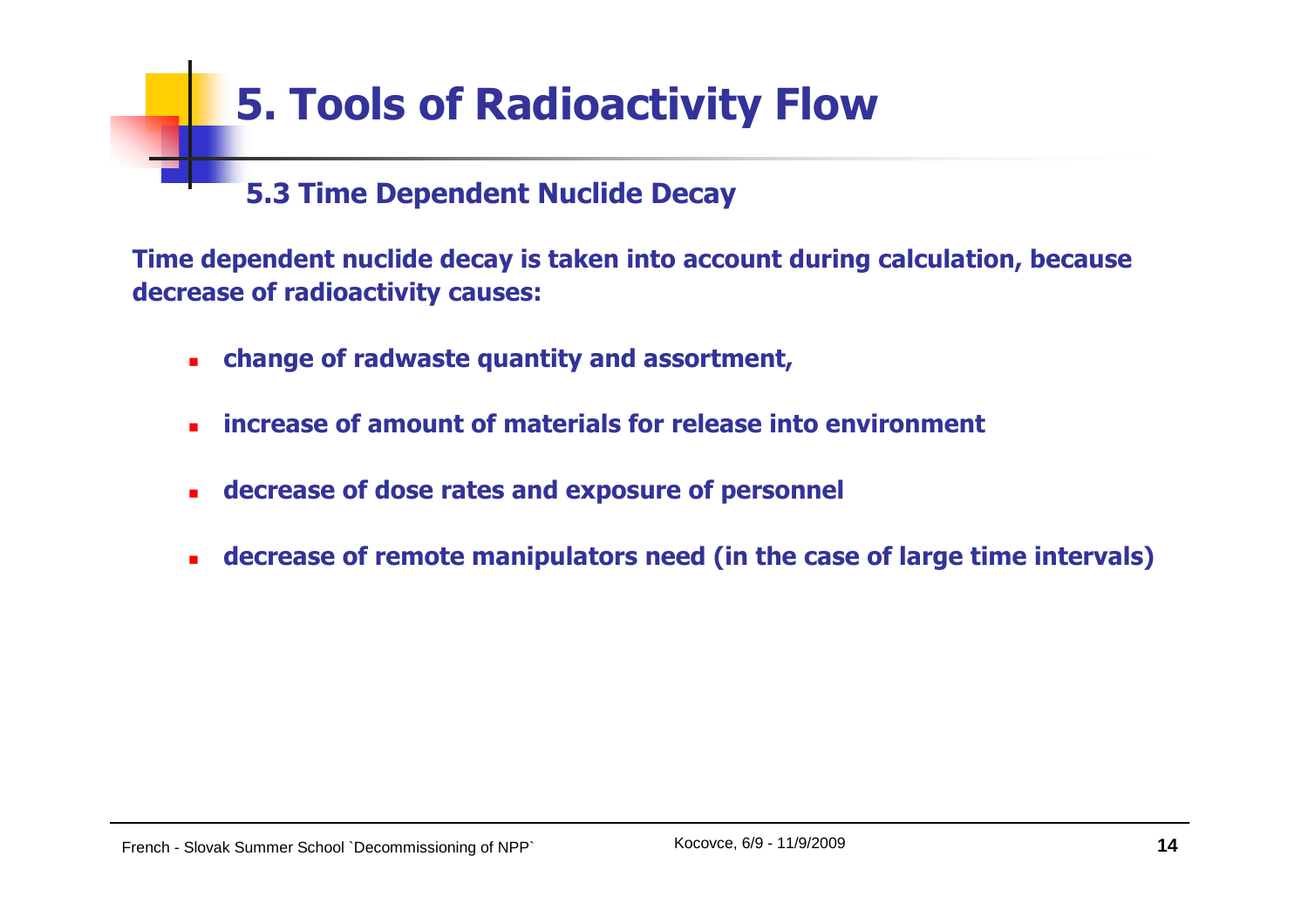# 5. Tools of Radioactivity Flow

## 5.3 Time Dependent Nuclide Decay

**Time dependent nuclide decay is taken into account during calculation, because decrease of radioactivity causes:**

- **change of radwaste quantity and assortment,**
- **increase of amount of materials for release into environment**
- **decrease of dose rates and exposure of personnel**
- **decrease of remote manipulators need (in the case of large time intervals)**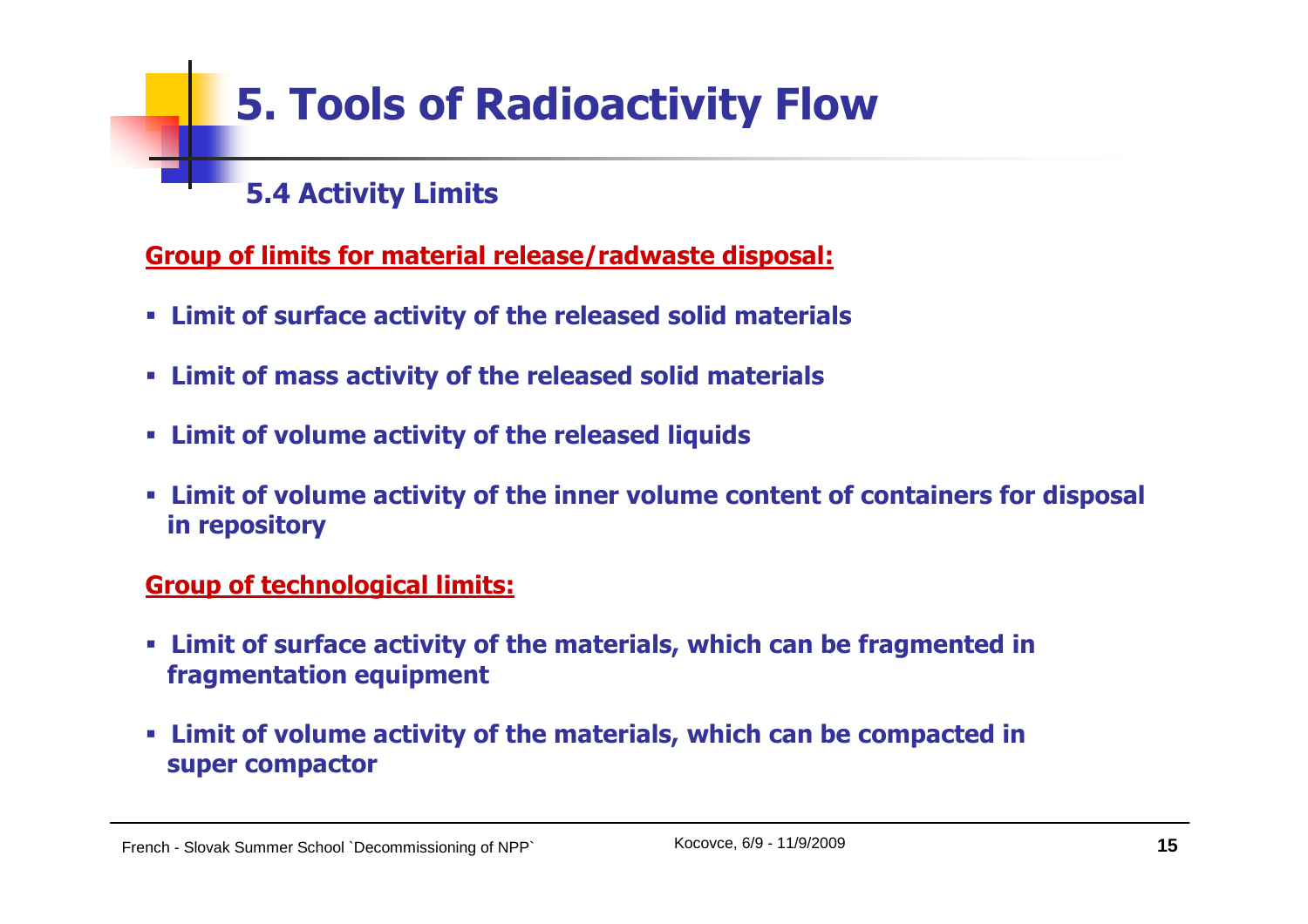# 5. Tools of Radioactivity Flow

## 5.4 Activity Limits

**Group of limits for material release/radwaste disposal:**

- **Limit of surface activity of the released solid materials**
- **Limit of mass activity of the released solid materials**
- **Limit of volume activity of the released liquids**
- **Limit of volume activity of the inner volume content of containers for disposal in repository**

**Group of technological limits:**

- **Limit of surface activity of the materials, which can be fragmented in fragmentation equipment**
- **Limit of volume activity of the materials, which can be compacted in super compactor**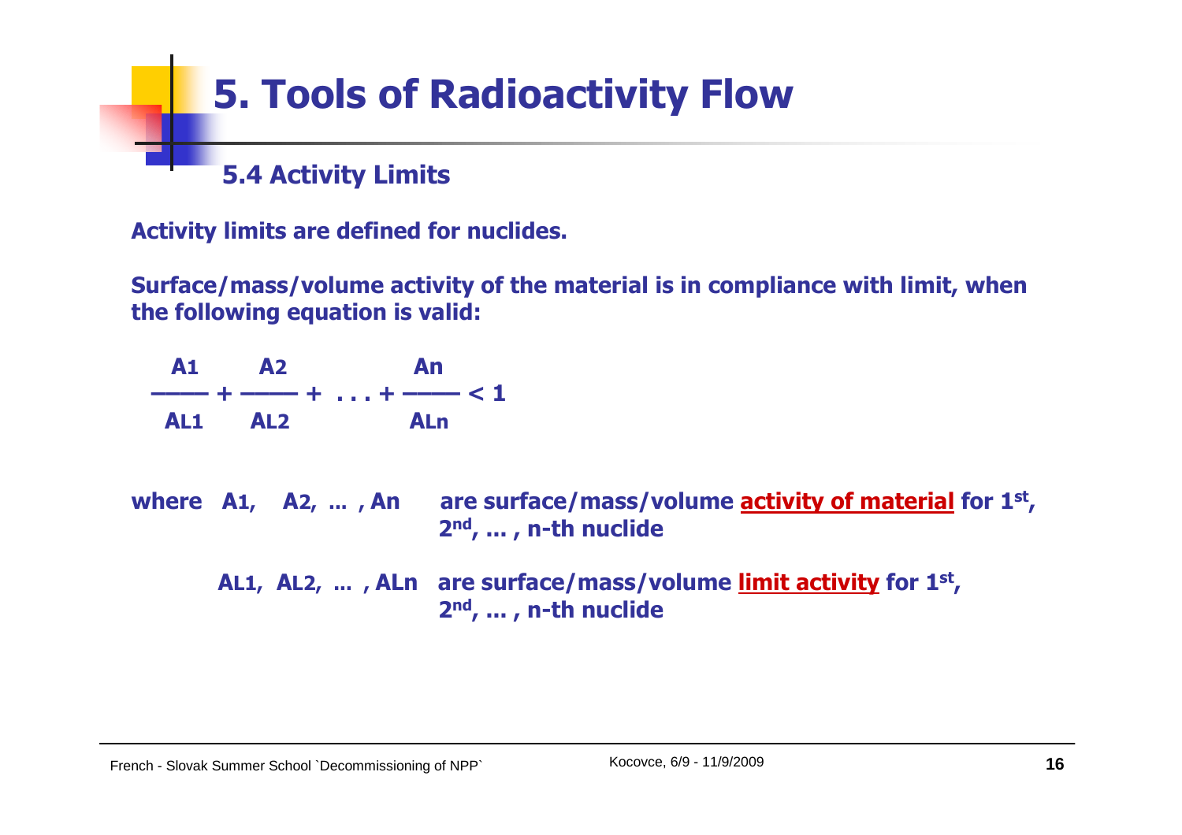# 5. Tools of Radioactivity Flow

## 5.4 Activity Limits

**Activity limits are defined for nuclides.**

**Surface/mass/volume activity of the material is in compliance with limit, when the following equation is valid:**

$$\frac{A1}{AL1} + \frac{A2}{AL2} + \ldots + \frac{An}{ALn} < 1$$

**where A1, A2, … , An are surface/mass/volume <u>activity of material</u> for 1st, 2nd, … , n-th nuclide**

**AL1, AL2, … , ALn are surface/mass/volume <u>limit activity</u> for 1st, 2nd, … , n-th nuclide**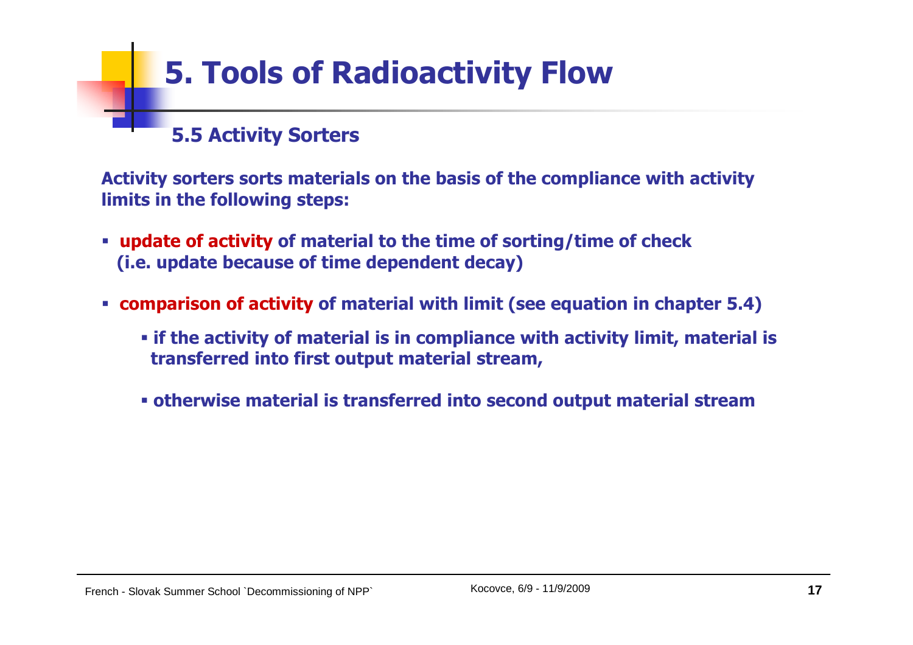# 5. Tools of Radioactivity Flow

## 5.5 Activity Sorters

**Activity sorters sorts materials on the basis of the compliance with activity limits in the following steps:**

- **update of activity of material to the time of sorting/time of check (i.e. update because of time dependent decay)**
- **comparison of activity of material with limit (see equation in chapter 5.4)**
  - **if the activity of material is in compliance with activity limit, material is transferred into first output material stream,**
  - **otherwise material is transferred into second output material stream**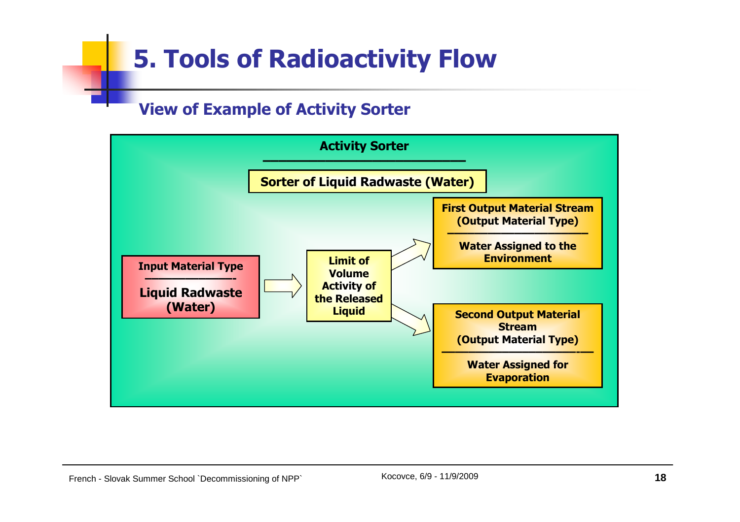# 5. Tools of Radioactivity Flow

## View of Example of Activity Sorter

**Activity Sorter**

**Sorter of Liquid Radwaste (Water)**

**Input Material Type**
**Liquid Radwaste (Water)**

→ **Limit of Volume Activity of the Released Liquid**

→ **First Output Material Stream (Output Material Type)**
**Water Assigned to the Environment**

→ **Second Output Material Stream (Output Material Type)**
**Water Assigned for Evaporation**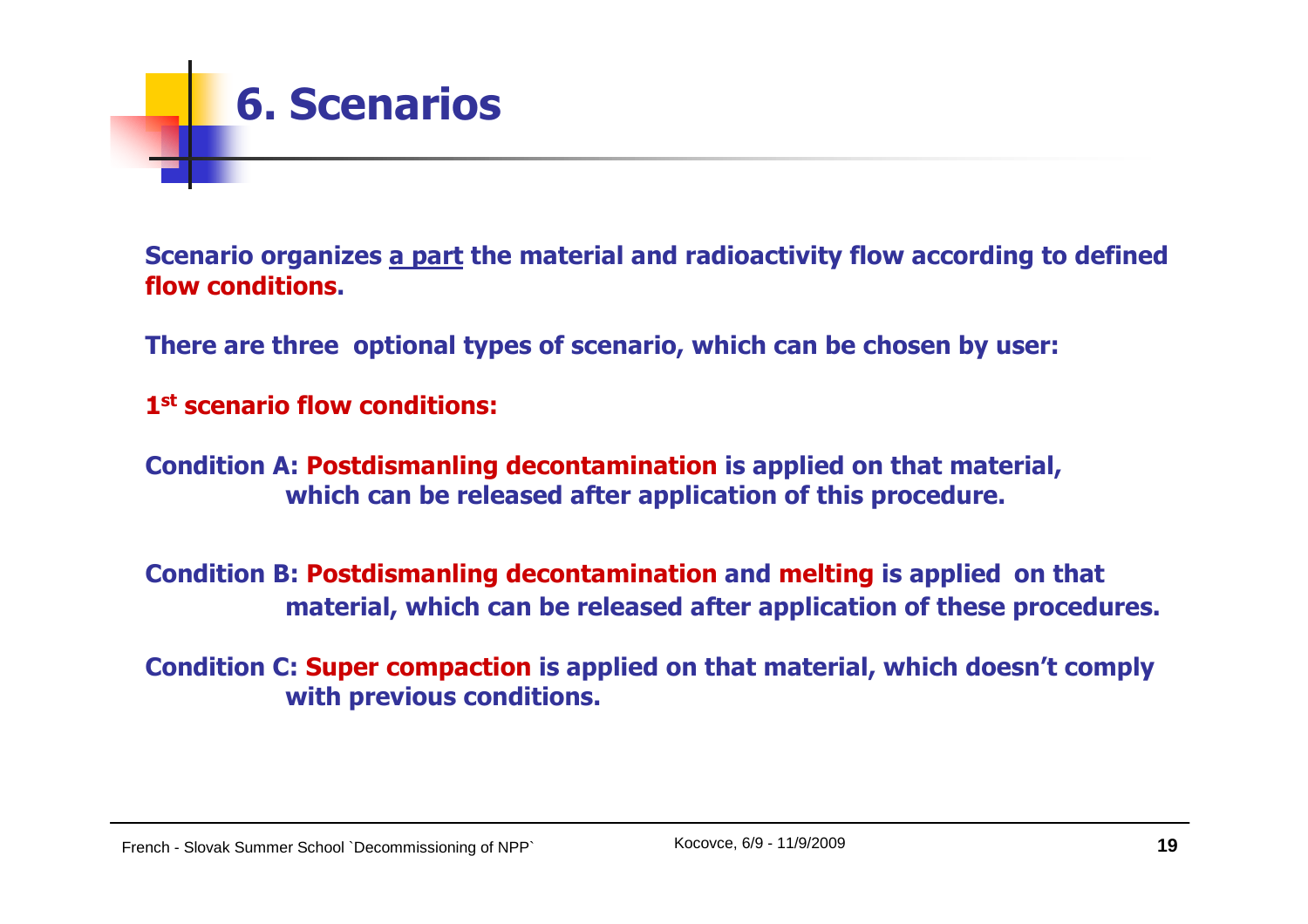# 6. Scenarios

**Scenario organizes <u>a part</u> the material and radioactivity flow according to defined flow conditions.**

**There are three optional types of scenario, which can be chosen by user:**

**1st scenario flow conditions:**

**Condition A: Postdismanling decontamination is applied on that material, which can be released after application of this procedure.**

**Condition B: Postdismanling decontamination and melting is applied on that material, which can be released after application of these procedures.**

**Condition C: Super compaction is applied on that material, which doesn't comply with previous conditions.**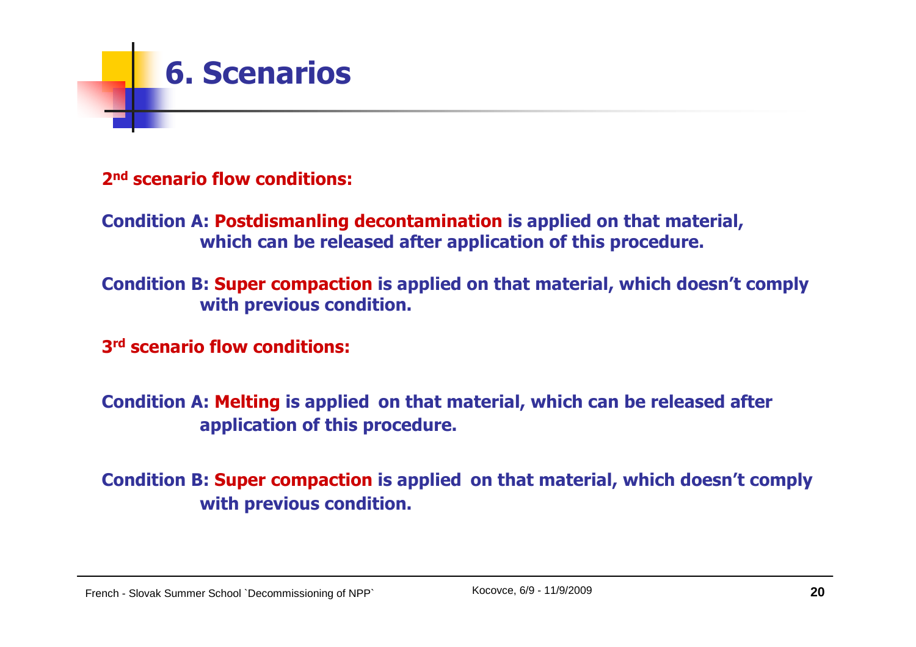# 6. Scenarios

**2nd scenario flow conditions:**

**Condition A: Postdismanling decontamination is applied on that material, which can be released after application of this procedure.**

**Condition B: Super compaction is applied on that material, which doesn't comply with previous condition.**

**3rd scenario flow conditions:**

**Condition A: Melting is applied on that material, which can be released after application of this procedure.**

**Condition B: Super compaction is applied on that material, which doesn't comply with previous condition.**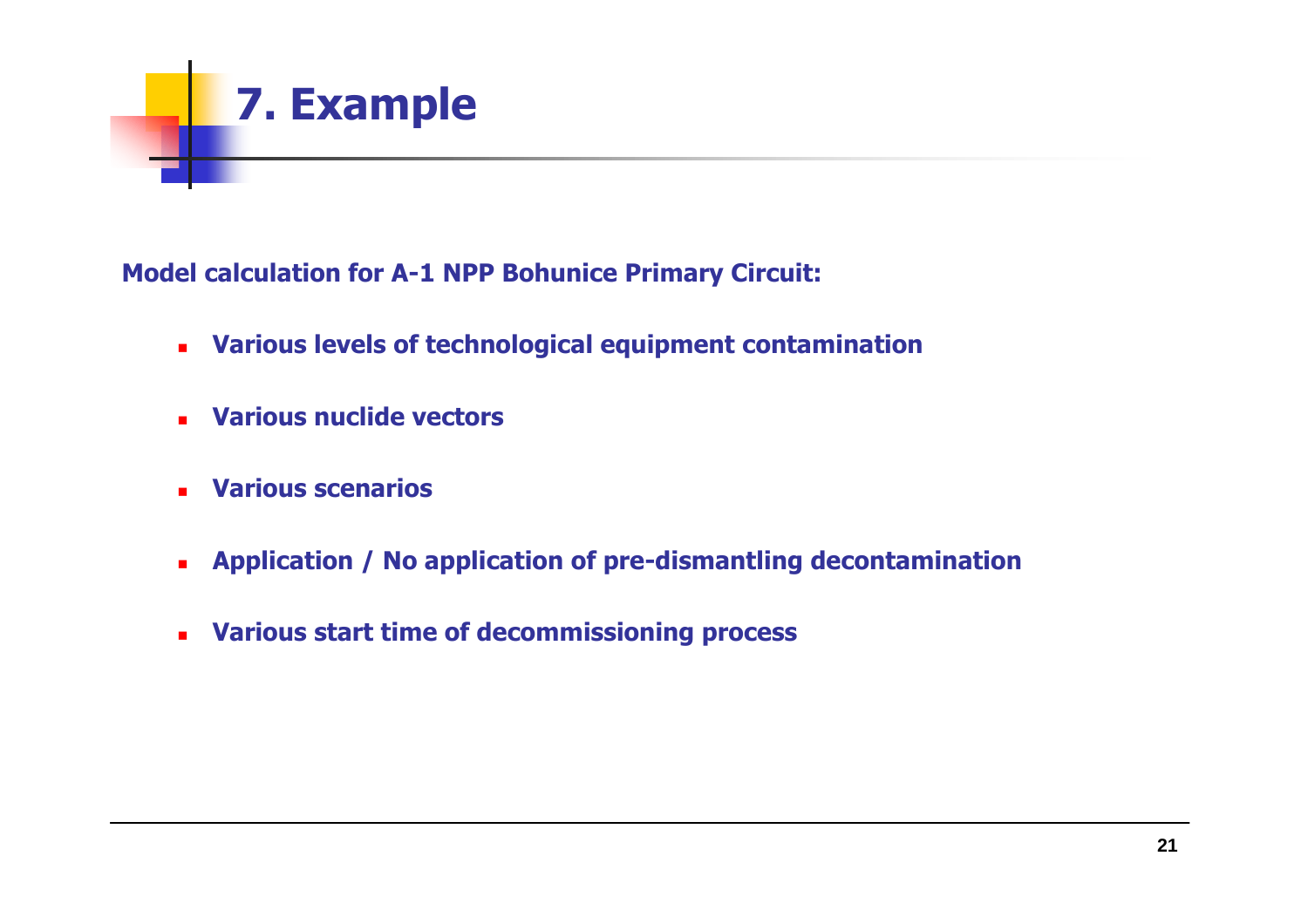# 7. Example

**Model calculation for A-1 NPP Bohunice Primary Circuit:**

- **Various levels of technological equipment contamination**
- **Various nuclide vectors**
- **Various scenarios**
- **Application / No application of pre-dismantling decontamination**
- **Various start time of decommissioning process**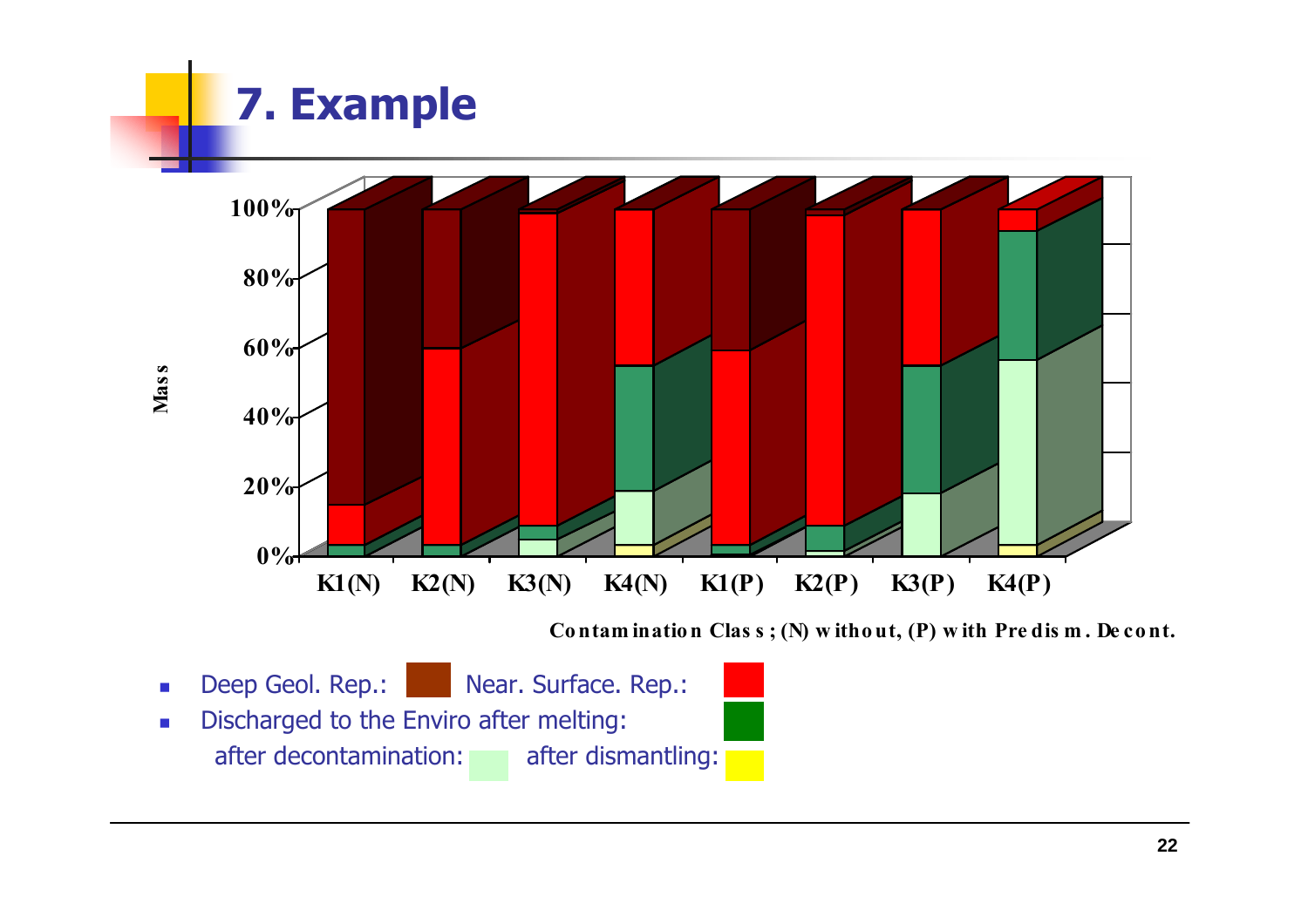# 7. Example

Mass

100%
80%
60%
40%
20%
0%

K1(N) K2(N) K3(N) K4(N) K1(P) K2(P) K3(P) K4(P)

Contamination Class; (N) without, (P) with Predism. Decont.

- Deep Geol. Rep.: Near. Surface. Rep.:
- Discharged to the Enviro after melting:
  after decontamination: after dismantling: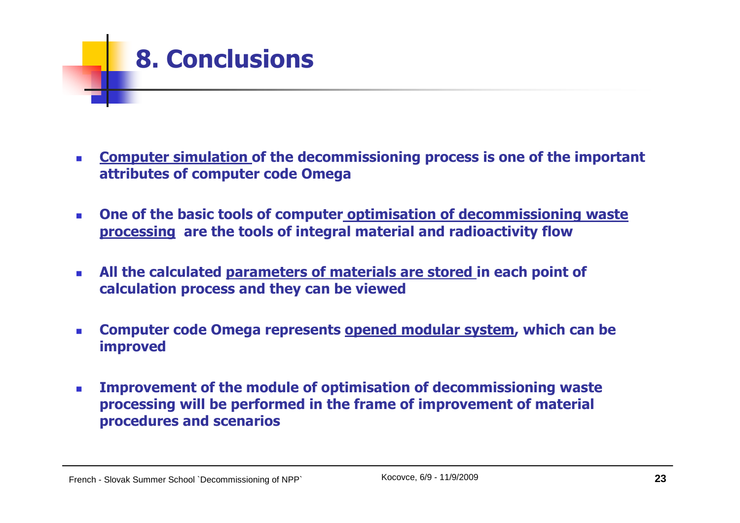# 8. Conclusions

- **Computer simulation of the decommissioning process is one of the important attributes of computer code Omega**
- **One of the basic tools of computer optimisation of decommissioning waste processing are the tools of integral material and radioactivity flow**
- **All the calculated parameters of materials are stored in each point of calculation process and they can be viewed**
- **Computer code Omega represents opened modular system, which can be improved**
- **Improvement of the module of optimisation of decommissioning waste processing will be performed in the frame of improvement of material procedures and scenarios**